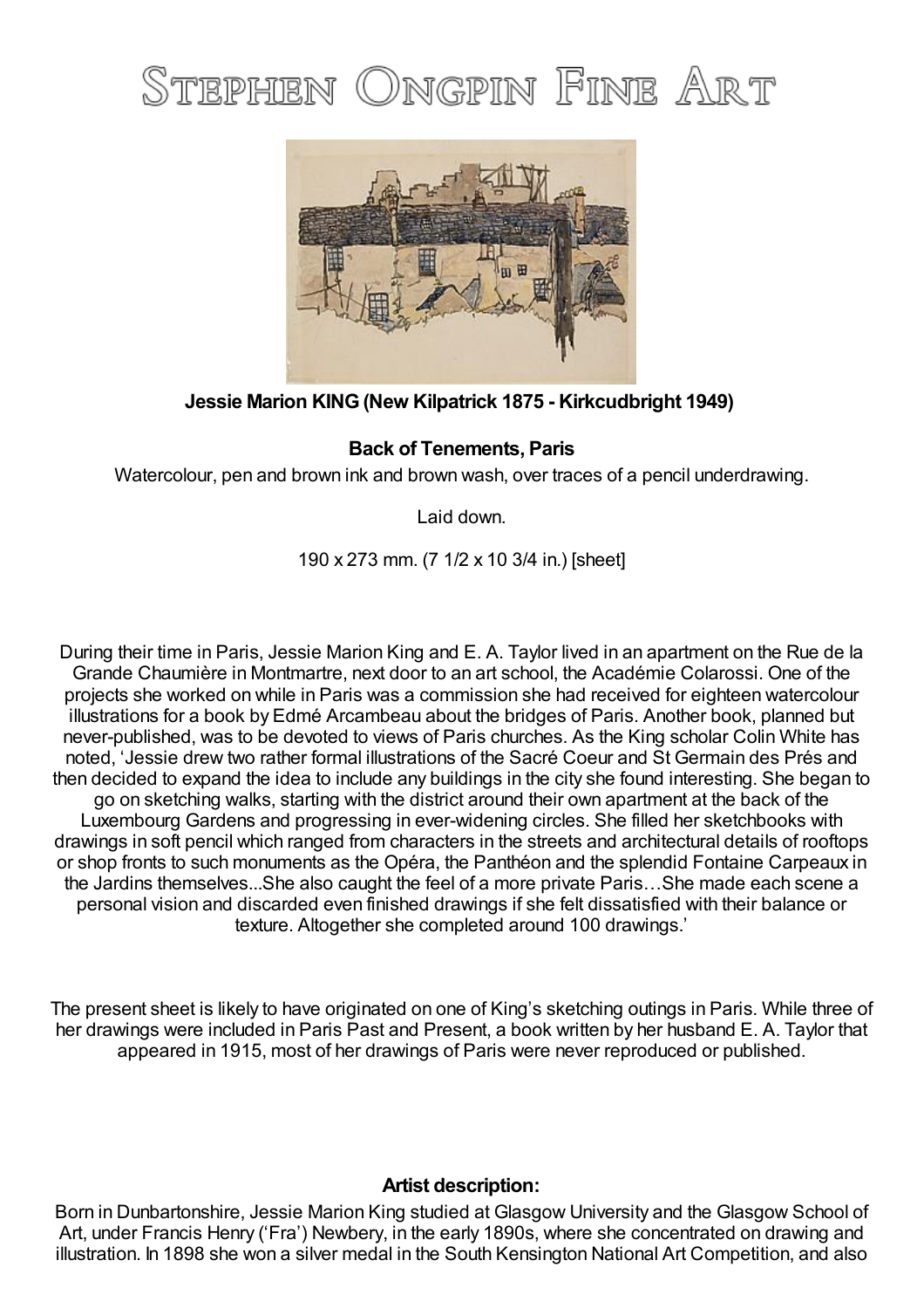# Stephen Ongpin Fine Art

**Jessie Marion KING (New Kilpatrick 1875 - Kirkcudbright 1949)**

**Back of Tenements, Paris**

Watercolour, pen and brown ink and brown wash, over traces of a pencil underdrawing.

Laid down.

190 x 273 mm. (7 1/2 x 10 3/4 in.) [sheet]

During their time in Paris, Jessie Marion King and E. A. Taylor lived in an apartment on the Rue de la Grande Chaumière in Montmartre, next door to an art school, the Académie Colarossi. One of the projects she worked on while in Paris was a commission she had received for eighteen watercolour illustrations for a book by Edmé Arcambeau about the bridges of Paris. Another book, planned but never-published, was to be devoted to views of Paris churches. As the King scholar Colin White has noted, 'Jessie drew two rather formal illustrations of the Sacré Coeur and St Germain des Prés and then decided to expand the idea to include any buildings in the city she found interesting. She began to go on sketching walks, starting with the district around their own apartment at the back of the Luxembourg Gardens and progressing in ever-widening circles. She filled her sketchbooks with drawings in soft pencil which ranged from characters in the streets and architectural details of rooftops or shop fronts to such monuments as the Opéra, the Panthéon and the splendid Fontaine Carpeaux in the Jardins themselves...She also caught the feel of a more private Paris…She made each scene a personal vision and discarded even finished drawings if she felt dissatisfied with their balance or texture. Altogether she completed around 100 drawings.'

The present sheet is likely to have originated on one of King's sketching outings in Paris. While three of her drawings were included in Paris Past and Present, a book written by her husband E. A. Taylor that appeared in 1915, most of her drawings of Paris were never reproduced or published.

**Artist description:**

Born in Dunbartonshire, Jessie Marion King studied at Glasgow University and the Glasgow School of Art, under Francis Henry ('Fra') Newbery, in the early 1890s, where she concentrated on drawing and illustration. In 1898 she won a silver medal in the South Kensington National Art Competition, and also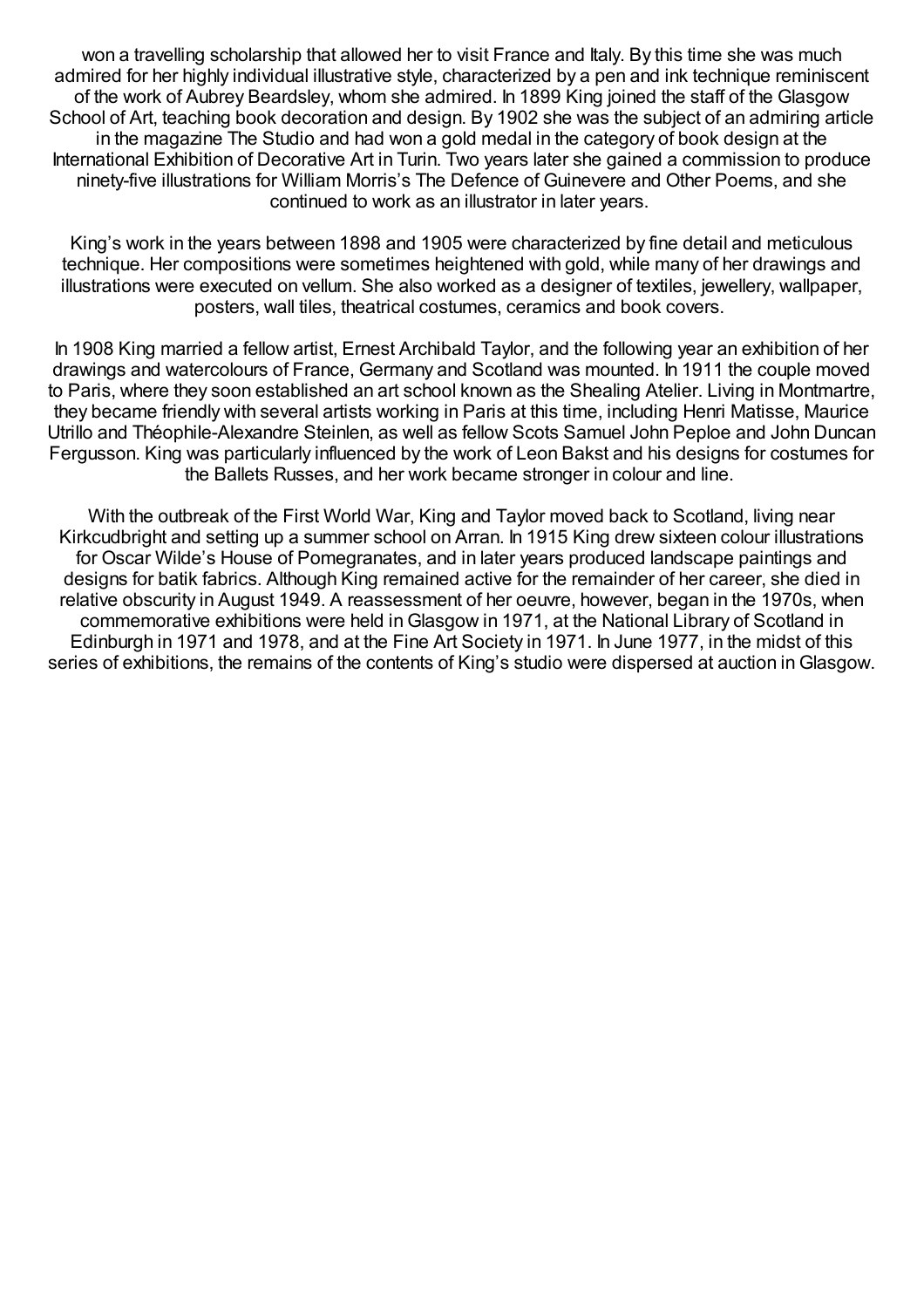won a travelling scholarship that allowed her to visit France and Italy. By this time she was much admired for her highly individual illustrative style, characterized by a pen and ink technique reminiscent of the work of Aubrey Beardsley, whom she admired. In 1899 King joined the staff of the Glasgow School of Art, teaching book decoration and design. By 1902 she was the subject of an admiring article in the magazine The Studio and had won a gold medal in the category of book design at the International Exhibition of Decorative Art in Turin. Two years later she gained a commission to produce ninety-five illustrations for William Morris's The Defence of Guinevere and Other Poems, and she continued to work as an illustrator in later years.

King's work in the years between 1898 and 1905 were characterized by fine detail and meticulous technique. Her compositions were sometimes heightened with gold, while many of her drawings and illustrations were executed on vellum. She also worked as a designer of textiles, jewellery, wallpaper, posters, wall tiles, theatrical costumes, ceramics and book covers.

In 1908 King married a fellow artist, Ernest Archibald Taylor, and the following year an exhibition of her drawings and watercolours of France, Germany and Scotland was mounted. In 1911 the couple moved to Paris, where they soon established an art school known as the Shealing Atelier. Living in Montmartre, they became friendly with several artists working in Paris at this time, including Henri Matisse, Maurice Utrillo and Théophile-Alexandre Steinlen, as well as fellow Scots Samuel John Peploe and John Duncan Fergusson. King was particularly influenced by the work of Leon Bakst and his designs for costumes for the Ballets Russes, and her work became stronger in colour and line.

With the outbreak of the First World War, King and Taylor moved back to Scotland, living near Kirkcudbright and setting up a summer school on Arran. In 1915 King drew sixteen colour illustrations for Oscar Wilde's House of Pomegranates, and in later years produced landscape paintings and designs for batik fabrics. Although King remained active for the remainder of her career, she died in relative obscurity in August 1949. A reassessment of her oeuvre, however, began in the 1970s, when commemorative exhibitions were held in Glasgow in 1971, at the National Library of Scotland in Edinburgh in 1971 and 1978, and at the Fine Art Society in 1971. In June 1977, in the midst of this series of exhibitions, the remains of the contents of King's studio were dispersed at auction in Glasgow.